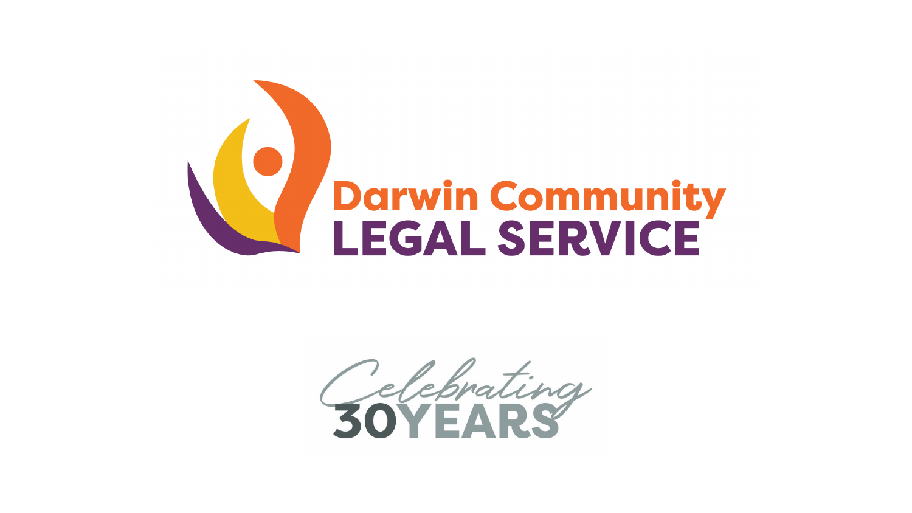# Darwin Community LEGAL SERVICE

Celebrating 30 YEARS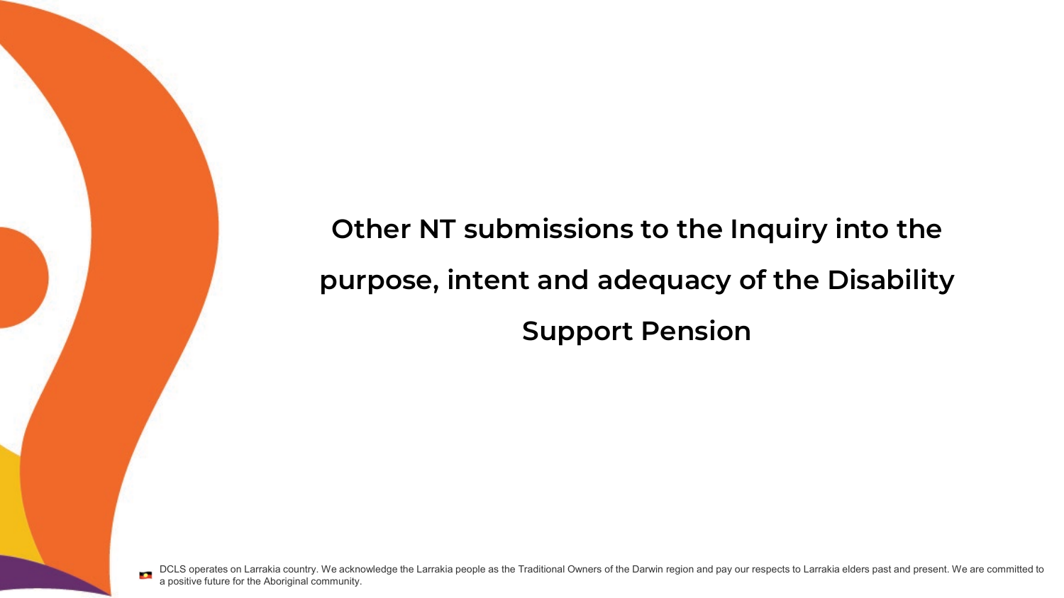# Other NT submissions to the Inquiry into the purpose, intent and adequacy of the Disability Support Pension

DCLS operates on Larrakia country. We acknowledge the Larrakia people as the Traditional Owners of the Darwin region and pay our respects to Larrakia elders past and present. We are committed to a positive future for the Aboriginal community.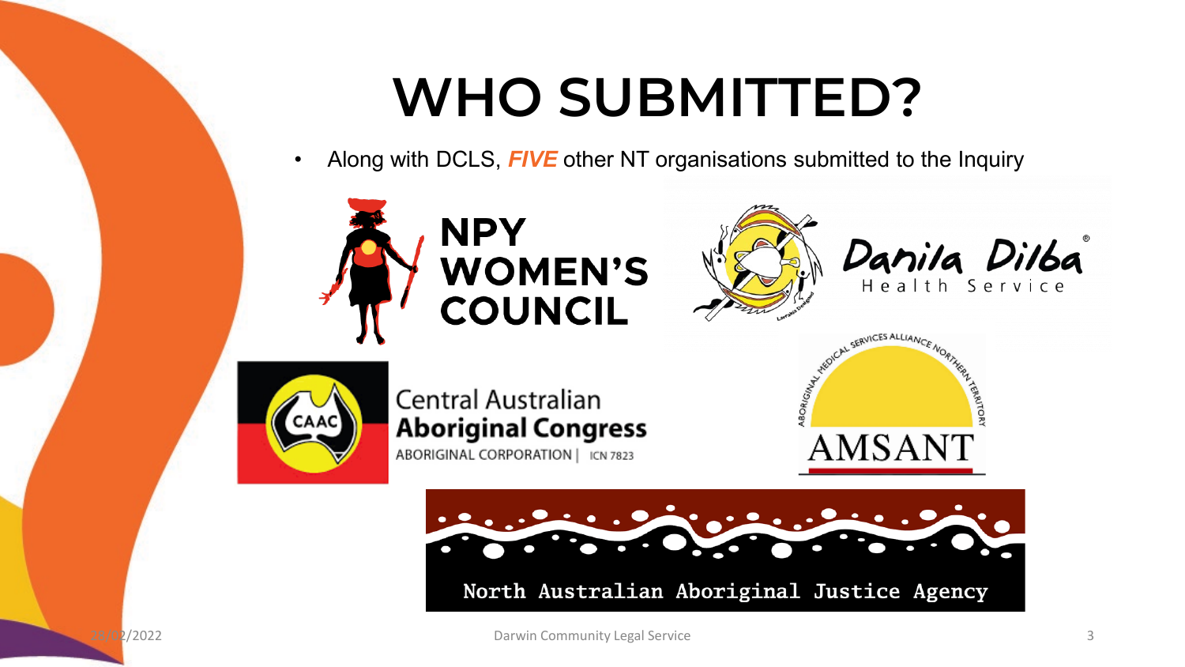# WHO SUBMITTED?

- Along with DCLS, ***FIVE*** other NT organisations submitted to the Inquiry

NPY WOMEN'S COUNCIL

Danila Dilba Health Service

Central Australian **Aboriginal Congress**
ABORIGINAL CORPORATION | ICN 7823

AMSANT
ABORIGINAL MEDICAL SERVICES ALLIANCE NORTHERN TERRITORY

North Australian Aboriginal Justice Agency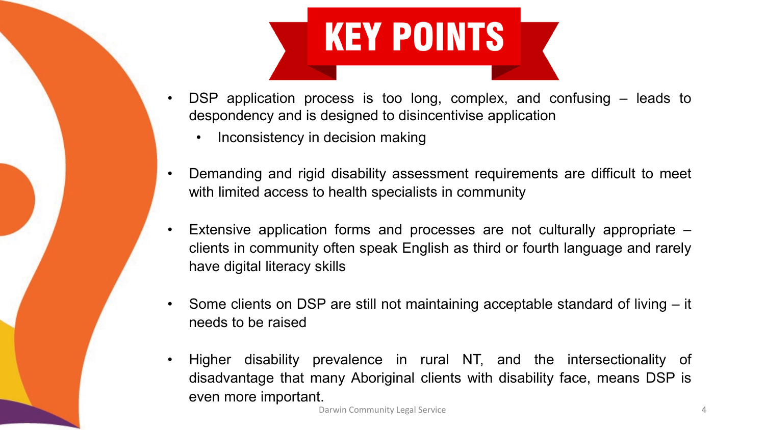# KEY POINTS

- DSP application process is too long, complex, and confusing – leads to despondency and is designed to disincentivise application
  - Inconsistency in decision making
- Demanding and rigid disability assessment requirements are difficult to meet with limited access to health specialists in community
- Extensive application forms and processes are not culturally appropriate – clients in community often speak English as third or fourth language and rarely have digital literacy skills
- Some clients on DSP are still not maintaining acceptable standard of living – it needs to be raised
- Higher disability prevalence in rural NT, and the intersectionality of disadvantage that many Aboriginal clients with disability face, means DSP is even more important.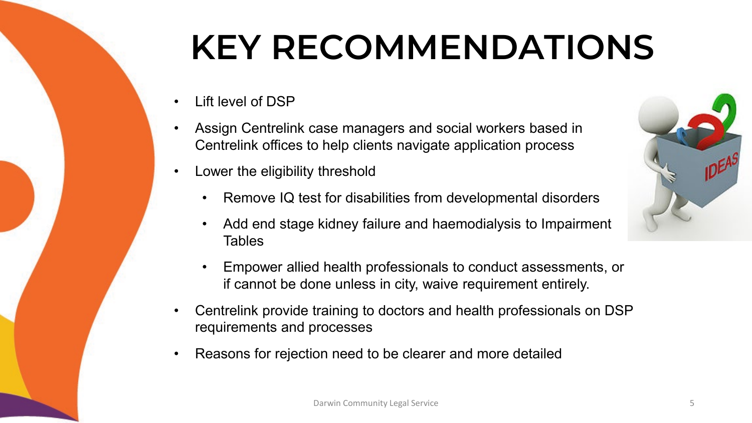# KEY RECOMMENDATIONS

- Lift level of DSP
- Assign Centrelink case managers and social workers based in Centrelink offices to help clients navigate application process
- Lower the eligibility threshold
  - Remove IQ test for disabilities from developmental disorders
  - Add end stage kidney failure and haemodialysis to Impairment Tables
  - Empower allied health professionals to conduct assessments, or if cannot be done unless in city, waive requirement entirely.
- Centrelink provide training to doctors and health professionals on DSP requirements and processes
- Reasons for rejection need to be clearer and more detailed